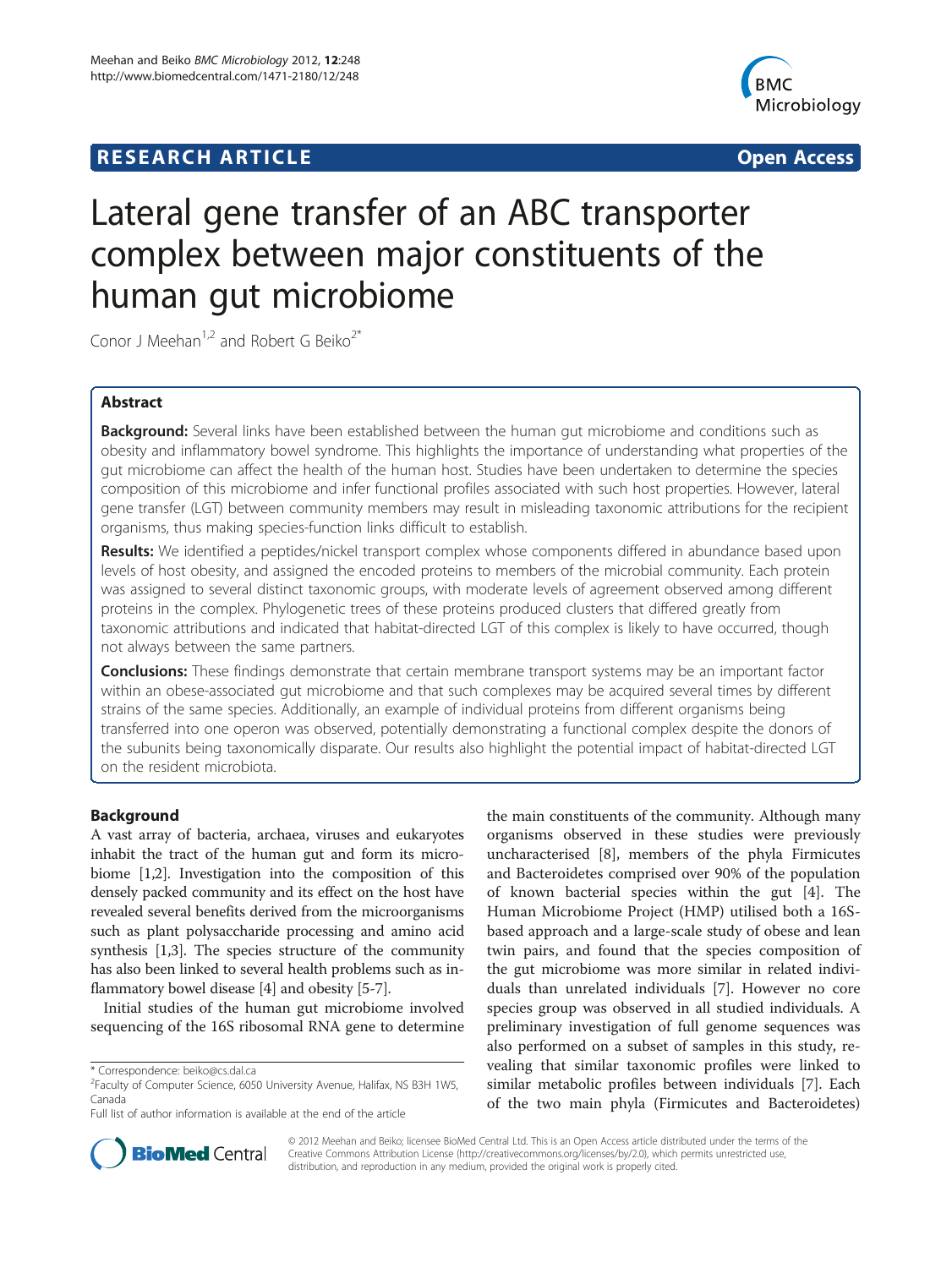**RESEARCH ARTICLE** **Open Access**

# Lateral gene transfer of an ABC transporter complex between major constituents of the human gut microbiome

Conor J Meehan[1,2] and Robert G Beiko[2*]

## Abstract

**Background:** Several links have been established between the human gut microbiome and conditions such as obesity and inflammatory bowel syndrome. This highlights the importance of understanding what properties of the gut microbiome can affect the health of the human host. Studies have been undertaken to determine the species composition of this microbiome and infer functional profiles associated with such host properties. However, lateral gene transfer (LGT) between community members may result in misleading taxonomic attributions for the recipient organisms, thus making species-function links difficult to establish.

**Results:** We identified a peptides/nickel transport complex whose components differed in abundance based upon levels of host obesity, and assigned the encoded proteins to members of the microbial community. Each protein was assigned to several distinct taxonomic groups, with moderate levels of agreement observed among different proteins in the complex. Phylogenetic trees of these proteins produced clusters that differed greatly from taxonomic attributions and indicated that habitat-directed LGT of this complex is likely to have occurred, though not always between the same partners.

**Conclusions:** These findings demonstrate that certain membrane transport systems may be an important factor within an obese-associated gut microbiome and that such complexes may be acquired several times by different strains of the same species. Additionally, an example of individual proteins from different organisms being transferred into one operon was observed, potentially demonstrating a functional complex despite the donors of the subunits being taxonomically disparate. Our results also highlight the potential impact of habitat-directed LGT on the resident microbiota.

## Background

A vast array of bacteria, archaea, viruses and eukaryotes inhabit the tract of the human gut and form its microbiome [1,2]. Investigation into the composition of this densely packed community and its effect on the host have revealed several benefits derived from the microorganisms such as plant polysaccharide processing and amino acid synthesis [1,3]. The species structure of the community has also been linked to several health problems such as inflammatory bowel disease [4] and obesity [5-7].

Initial studies of the human gut microbiome involved sequencing of the 16S ribosomal RNA gene to determine the main constituents of the community. Although many organisms observed in these studies were previously uncharacterised [8], members of the phyla Firmicutes and Bacteroidetes comprised over 90% of the population of known bacterial species within the gut [4]. The Human Microbiome Project (HMP) utilised both a 16S-based approach and a large-scale study of obese and lean twin pairs, and found that the species composition of the gut microbiome was more similar in related individuals than unrelated individuals [7]. However no core species group was observed in all studied individuals. A preliminary investigation of full genome sequences was also performed on a subset of samples in this study, revealing that similar taxonomic profiles were linked to similar metabolic profiles between individuals [7]. Each of the two main phyla (Firmicutes and Bacteroidetes)

\* Correspondence: beiko@cs.dal.ca
[2]Faculty of Computer Science, 6050 University Avenue, Halifax, NS B3H 1W5, Canada
Full list of author information is available at the end of the article

© 2012 Meehan and Beiko; licensee BioMed Central Ltd. This is an Open Access article distributed under the terms of the Creative Commons Attribution License (http://creativecommons.org/licenses/by/2.0), which permits unrestricted use, distribution, and reproduction in any medium, provided the original work is properly cited.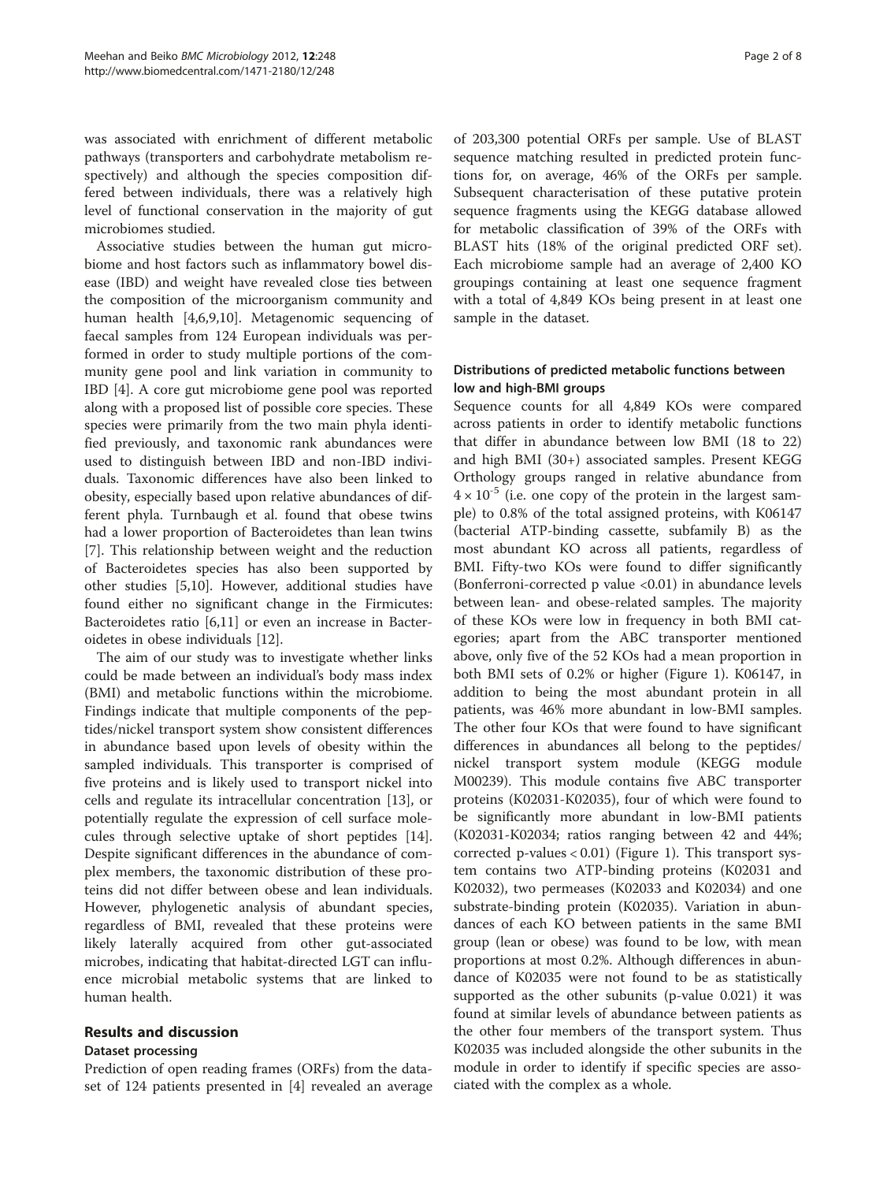was associated with enrichment of different metabolic pathways (transporters and carbohydrate metabolism respectively) and although the species composition differed between individuals, there was a relatively high level of functional conservation in the majority of gut microbiomes studied.

Associative studies between the human gut microbiome and host factors such as inflammatory bowel disease (IBD) and weight have revealed close ties between the composition of the microorganism community and human health [4,6,9,10]. Metagenomic sequencing of faecal samples from 124 European individuals was performed in order to study multiple portions of the community gene pool and link variation in community to IBD [4]. A core gut microbiome gene pool was reported along with a proposed list of possible core species. These species were primarily from the two main phyla identified previously, and taxonomic rank abundances were used to distinguish between IBD and non-IBD individuals. Taxonomic differences have also been linked to obesity, especially based upon relative abundances of different phyla. Turnbaugh et al. found that obese twins had a lower proportion of Bacteroidetes than lean twins [7]. This relationship between weight and the reduction of Bacteroidetes species has also been supported by other studies [5,10]. However, additional studies have found either no significant change in the Firmicutes: Bacteroidetes ratio [6,11] or even an increase in Bacteroidetes in obese individuals [12].

The aim of our study was to investigate whether links could be made between an individual's body mass index (BMI) and metabolic functions within the microbiome. Findings indicate that multiple components of the peptides/nickel transport system show consistent differences in abundance based upon levels of obesity within the sampled individuals. This transporter is comprised of five proteins and is likely used to transport nickel into cells and regulate its intracellular concentration [13], or potentially regulate the expression of cell surface molecules through selective uptake of short peptides [14]. Despite significant differences in the abundance of complex members, the taxonomic distribution of these proteins did not differ between obese and lean individuals. However, phylogenetic analysis of abundant species, regardless of BMI, revealed that these proteins were likely laterally acquired from other gut-associated microbes, indicating that habitat-directed LGT can influence microbial metabolic systems that are linked to human health.

## Results and discussion

### Dataset processing

Prediction of open reading frames (ORFs) from the dataset of 124 patients presented in [4] revealed an average of 203,300 potential ORFs per sample. Use of BLAST sequence matching resulted in predicted protein functions for, on average, 46% of the ORFs per sample. Subsequent characterisation of these putative protein sequence fragments using the KEGG database allowed for metabolic classification of 39% of the ORFs with BLAST hits (18% of the original predicted ORF set). Each microbiome sample had an average of 2,400 KO groupings containing at least one sequence fragment with a total of 4,849 KOs being present in at least one sample in the dataset.

### Distributions of predicted metabolic functions between low and high-BMI groups

Sequence counts for all 4,849 KOs were compared across patients in order to identify metabolic functions that differ in abundance between low BMI (18 to 22) and high BMI (30+) associated samples. Present KEGG Orthology groups ranged in relative abundance from $4 \times 10^{-5}$ (i.e. one copy of the protein in the largest sample) to 0.8% of the total assigned proteins, with K06147 (bacterial ATP-binding cassette, subfamily B) as the most abundant KO across all patients, regardless of BMI. Fifty-two KOs were found to differ significantly (Bonferroni-corrected p value <0.01) in abundance levels between lean- and obese-related samples. The majority of these KOs were low in frequency in both BMI categories; apart from the ABC transporter mentioned above, only five of the 52 KOs had a mean proportion in both BMI sets of 0.2% or higher (Figure 1). K06147, in addition to being the most abundant protein in all patients, was 46% more abundant in low-BMI samples. The other four KOs that were found to have significant differences in abundances all belong to the peptides/nickel transport system module (KEGG module M00239). This module contains five ABC transporter proteins (K02031-K02035), four of which were found to be significantly more abundant in low-BMI patients (K02031-K02034; ratios ranging between 42 and 44%; corrected p-values < 0.01) (Figure 1). This transport system contains two ATP-binding proteins (K02031 and K02032), two permeases (K02033 and K02034) and one substrate-binding protein (K02035). Variation in abundances of each KO between patients in the same BMI group (lean or obese) was found to be low, with mean proportions at most 0.2%. Although differences in abundance of K02035 were not found to be as statistically supported as the other subunits (p-value 0.021) it was found at similar levels of abundance between patients as the other four members of the transport system. Thus K02035 was included alongside the other subunits in the module in order to identify if specific species are associated with the complex as a whole.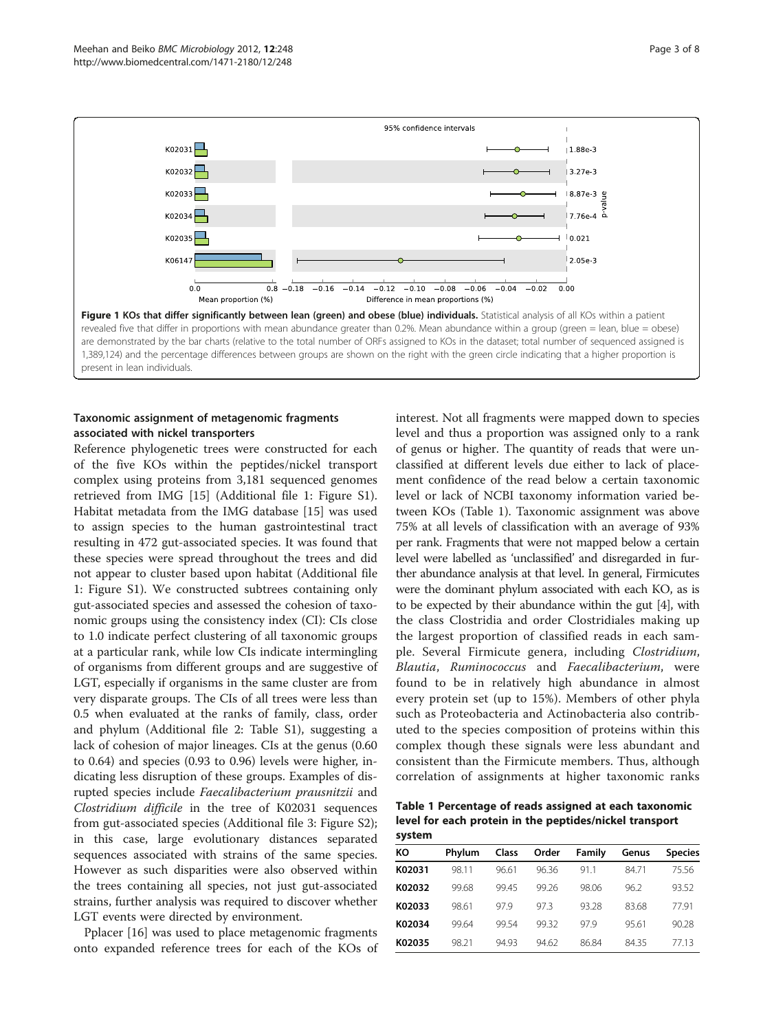**Figure 1 KOs that differ significantly between lean (green) and obese (blue) individuals.** Statistical analysis of all KOs within a patient revealed five that differ in proportions with mean abundance greater than 0.2%. Mean abundance within a group (green = lean, blue = obese) are demonstrated by the bar charts (relative to the total number of ORFs assigned to KOs in the dataset; total number of sequenced assigned is 1,389,124) and the percentage differences between groups are shown on the right with the green circle indicating that a higher proportion is present in lean individuals.

### Taxonomic assignment of metagenomic fragments associated with nickel transporters

Reference phylogenetic trees were constructed for each of the five KOs within the peptides/nickel transport complex using proteins from 3,181 sequenced genomes retrieved from IMG [15] (Additional file 1: Figure S1). Habitat metadata from the IMG database [15] was used to assign species to the human gastrointestinal tract resulting in 472 gut-associated species. It was found that these species were spread throughout the trees and did not appear to cluster based upon habitat (Additional file 1: Figure S1). We constructed subtrees containing only gut-associated species and assessed the cohesion of taxonomic groups using the consistency index (CI): CIs close to 1.0 indicate perfect clustering of all taxonomic groups at a particular rank, while low CIs indicate intermingling of organisms from different groups and are suggestive of LGT, especially if organisms in the same cluster are from very disparate groups. The CIs of all trees were less than 0.5 when evaluated at the ranks of family, class, order and phylum (Additional file 2: Table S1), suggesting a lack of cohesion of major lineages. CIs at the genus (0.60 to 0.64) and species (0.93 to 0.96) levels were higher, indicating less disruption of these groups. Examples of disrupted species include *Faecalibacterium prausnitzii* and *Clostridium difficile* in the tree of K02031 sequences from gut-associated species (Additional file 3: Figure S2); in this case, large evolutionary distances separated sequences associated with strains of the same species. However as such disparities were also observed within the trees containing all species, not just gut-associated strains, further analysis was required to discover whether LGT events were directed by environment.

Pplacer [16] was used to place metagenomic fragments onto expanded reference trees for each of the KOs of interest. Not all fragments were mapped down to species level and thus a proportion was assigned only to a rank of genus or higher. The quantity of reads that were unclassified at different levels due either to lack of placement confidence of the read below a certain taxonomic level or lack of NCBI taxonomy information varied between KOs (Table 1). Taxonomic assignment was above 75% at all levels of classification with an average of 93% per rank. Fragments that were not mapped below a certain level were labelled as 'unclassified' and disregarded in further abundance analysis at that level. In general, Firmicutes were the dominant phylum associated with each KO, as is to be expected by their abundance within the gut [4], with the class Clostridia and order Clostridiales making up the largest proportion of classified reads in each sample. Several Firmicute genera, including *Clostridium*, *Blautia*, *Ruminococcus* and *Faecalibacterium*, were found to be in relatively high abundance in almost every protein set (up to 15%). Members of other phyla such as Proteobacteria and Actinobacteria also contributed to the species composition of proteins within this complex though these signals were less abundant and consistent than the Firmicute members. Thus, although correlation of assignments at higher taxonomic ranks

**Table 1 Percentage of reads assigned at each taxonomic level for each protein in the peptides/nickel transport system**

| KO | Phylum | Class | Order | Family | Genus | Species |
|---|---|---|---|---|---|---|
| **K02031** | 98.11 | 96.61 | 96.36 | 91.1 | 84.71 | 75.56 |
| **K02032** | 99.68 | 99.45 | 99.26 | 98.06 | 96.2 | 93.52 |
| **K02033** | 98.61 | 97.9 | 97.3 | 93.28 | 83.68 | 77.91 |
| **K02034** | 99.64 | 99.54 | 99.32 | 97.9 | 95.61 | 90.28 |
| **K02035** | 98.21 | 94.93 | 94.62 | 86.84 | 84.35 | 77.13 |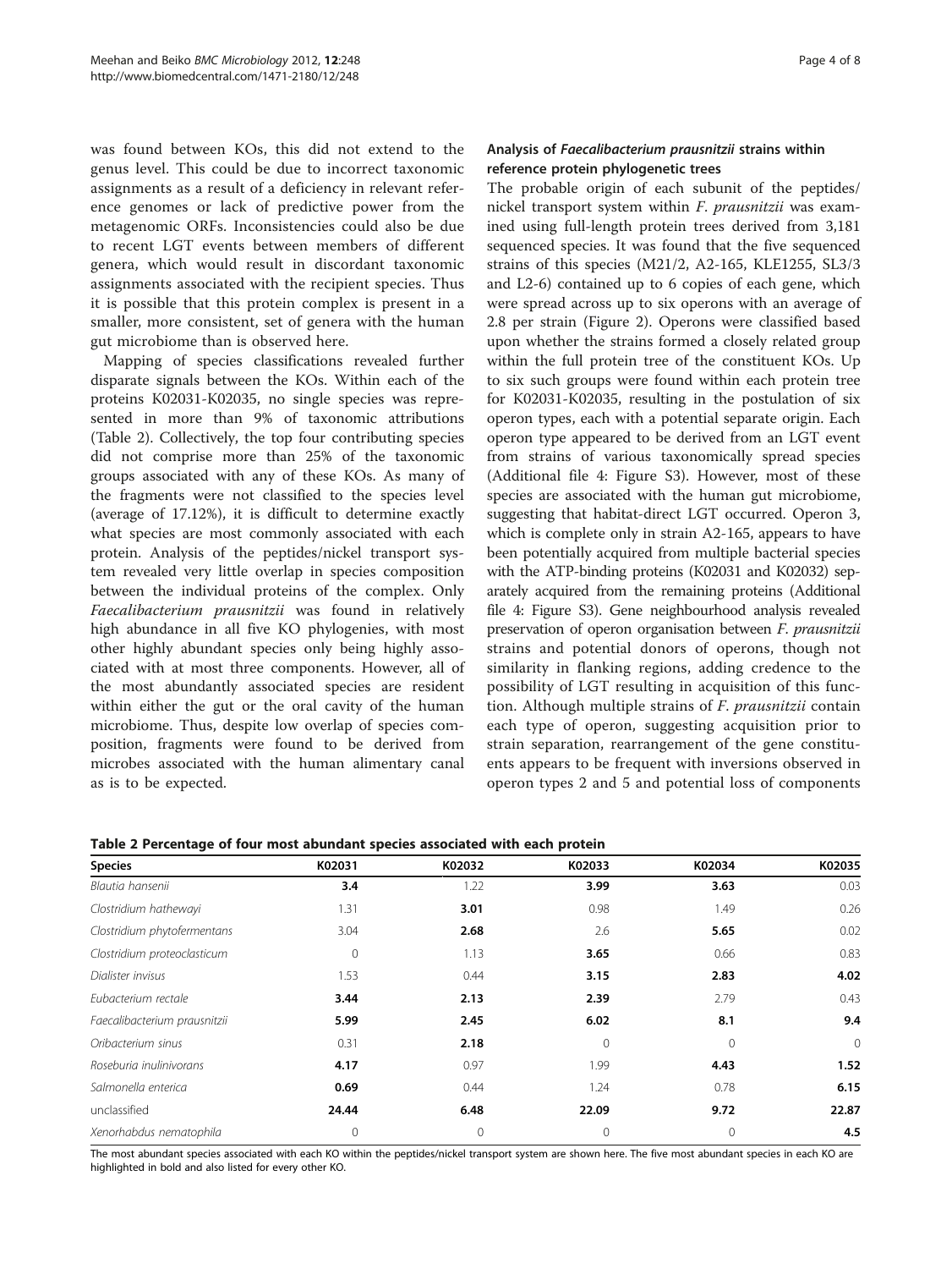was found between KOs, this did not extend to the genus level. This could be due to incorrect taxonomic assignments as a result of a deficiency in relevant reference genomes or lack of predictive power from the metagenomic ORFs. Inconsistencies could also be due to recent LGT events between members of different genera, which would result in discordant taxonomic assignments associated with the recipient species. Thus it is possible that this protein complex is present in a smaller, more consistent, set of genera with the human gut microbiome than is observed here.

Mapping of species classifications revealed further disparate signals between the KOs. Within each of the proteins K02031-K02035, no single species was represented in more than 9% of taxonomic attributions (Table 2). Collectively, the top four contributing species did not comprise more than 25% of the taxonomic groups associated with any of these KOs. As many of the fragments were not classified to the species level (average of 17.12%), it is difficult to determine exactly what species are most commonly associated with each protein. Analysis of the peptides/nickel transport system revealed very little overlap in species composition between the individual proteins of the complex. Only *Faecalibacterium prausnitzii* was found in relatively high abundance in all five KO phylogenies, with most other highly abundant species only being highly associated with at most three components. However, all of the most abundantly associated species are resident within either the gut or the oral cavity of the human microbiome. Thus, despite low overlap of species composition, fragments were found to be derived from microbes associated with the human alimentary canal as is to be expected.

### Analysis of *Faecalibacterium prausnitzii* strains within reference protein phylogenetic trees

The probable origin of each subunit of the peptides/nickel transport system within *F. prausnitzii* was examined using full-length protein trees derived from 3,181 sequenced species. It was found that the five sequenced strains of this species (M21/2, A2-165, KLE1255, SL3/3 and L2-6) contained up to 6 copies of each gene, which were spread across up to six operons with an average of 2.8 per strain (Figure 2). Operons were classified based upon whether the strains formed a closely related group within the full protein tree of the constituent KOs. Up to six such groups were found within each protein tree for K02031-K02035, resulting in the postulation of six operon types, each with a potential separate origin. Each operon type appeared to be derived from an LGT event from strains of various taxonomically spread species (Additional file 4: Figure S3). However, most of these species are associated with the human gut microbiome, suggesting that habitat-direct LGT occurred. Operon 3, which is complete only in strain A2-165, appears to have been potentially acquired from multiple bacterial species with the ATP-binding proteins (K02031 and K02032) separately acquired from the remaining proteins (Additional file 4: Figure S3). Gene neighbourhood analysis revealed preservation of operon organisation between *F. prausnitzii* strains and potential donors of operons, though not similarity in flanking regions, adding credence to the possibility of LGT resulting in acquisition of this function. Although multiple strains of *F. prausnitzii* contain each type of operon, suggesting acquisition prior to strain separation, rearrangement of the gene constituents appears to be frequent with inversions observed in operon types 2 and 5 and potential loss of components

**Table 2 Percentage of four most abundant species associated with each protein**

| Species | K02031 | K02032 | K02033 | K02034 | K02035 |
|---|---|---|---|---|---|
| *Blautia hansenii* | **3.4** | 1.22 | **3.99** | **3.63** | 0.03 |
| *Clostridium hathewayi* | 1.31 | **3.01** | 0.98 | 1.49 | 0.26 |
| *Clostridium phytofermentans* | 3.04 | **2.68** | 2.6 | **5.65** | 0.02 |
| *Clostridium proteoclasticum* | 0 | 1.13 | **3.65** | 0.66 | 0.83 |
| *Dialister invisus* | 1.53 | 0.44 | **3.15** | **2.83** | **4.02** |
| *Eubacterium rectale* | **3.44** | **2.13** | **2.39** | 2.79 | 0.43 |
| *Faecalibacterium prausnitzii* | **5.99** | **2.45** | **6.02** | **8.1** | **9.4** |
| *Oribacterium sinus* | 0.31 | **2.18** | 0 | 0 | 0 |
| *Roseburia inulinivorans* | **4.17** | 0.97 | 1.99 | **4.43** | **1.52** |
| *Salmonella enterica* | **0.69** | 0.44 | 1.24 | 0.78 | **6.15** |
| unclassified | **24.44** | **6.48** | **22.09** | **9.72** | **22.87** |
| *Xenorhabdus nematophila* | 0 | 0 | 0 | 0 | **4.5** |

The most abundant species associated with each KO within the peptides/nickel transport system are shown here. The five most abundant species in each KO are highlighted in bold and also listed for every other KO.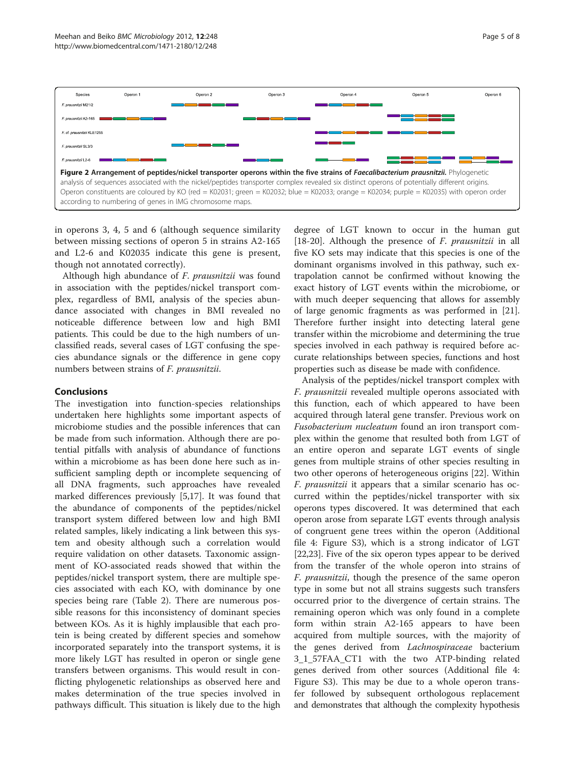Species

Operon 1

Operon 2

Operon 3

Operon 4

Operon 5

Operon 6

F. prausnitzii M21/2

F. prausnitzii A2-165

F. cf. prausnitzii KLE1255

F. prausnitzii SL3/3

F. prausnitzii L2-6

**Figure 2 Arrangement of peptides/nickel transporter operons within the five strains of *Faecalibacterium prausnitzii*.** Phylogenetic analysis of sequences associated with the nickel/peptides transporter complex revealed six distinct operons of potentially different origins. Operon constituents are coloured by KO (red = K02031; green = K02032; blue = K02033; orange = K02034; purple = K02035) with operon order according to numbering of genes in IMG chromosome maps.

in operons 3, 4, 5 and 6 (although sequence similarity between missing sections of operon 5 in strains A2-165 and L2-6 and K02035 indicate this gene is present, though not annotated correctly).

Although high abundance of *F. prausnitzii* was found in association with the peptides/nickel transport complex, regardless of BMI, analysis of the species abundance associated with changes in BMI revealed no noticeable difference between low and high BMI patients. This could be due to the high numbers of unclassified reads, several cases of LGT confusing the species abundance signals or the difference in gene copy numbers between strains of *F. prausnitzii*.

## Conclusions

The investigation into function-species relationships undertaken here highlights some important aspects of microbiome studies and the possible inferences that can be made from such information. Although there are potential pitfalls with analysis of abundance of functions within a microbiome as has been done here such as insufficient sampling depth or incomplete sequencing of all DNA fragments, such approaches have revealed marked differences previously [5,17]. It was found that the abundance of components of the peptides/nickel transport system differed between low and high BMI related samples, likely indicating a link between this system and obesity although such a correlation would require validation on other datasets. Taxonomic assignment of KO-associated reads showed that within the peptides/nickel transport system, there are multiple species associated with each KO, with dominance by one species being rare (Table 2). There are numerous possible reasons for this inconsistency of dominant species between KOs. As it is highly implausible that each protein is being created by different species and somehow incorporated separately into the transport systems, it is more likely LGT has resulted in operon or single gene transfers between organisms. This would result in conflicting phylogenetic relationships as observed here and makes determination of the true species involved in pathways difficult. This situation is likely due to the high degree of LGT known to occur in the human gut [18-20]. Although the presence of *F. prausnitzii* in all five KO sets may indicate that this species is one of the dominant organisms involved in this pathway, such extrapolation cannot be confirmed without knowing the exact history of LGT events within the microbiome, or with much deeper sequencing that allows for assembly of large genomic fragments as was performed in [21]. Therefore further insight into detecting lateral gene transfer within the microbiome and determining the true species involved in each pathway is required before accurate relationships between species, functions and host properties such as disease be made with confidence.

Analysis of the peptides/nickel transport complex with *F. prausnitzii* revealed multiple operons associated with this function, each of which appeared to have been acquired through lateral gene transfer. Previous work on *Fusobacterium nucleatum* found an iron transport complex within the genome that resulted both from LGT of an entire operon and separate LGT events of single genes from multiple strains of other species resulting in two other operons of heterogeneous origins [22]. Within *F. prausnitzii* it appears that a similar scenario has occurred within the peptides/nickel transporter with six operons types discovered. It was determined that each operon arose from separate LGT events through analysis of congruent gene trees within the operon (Additional file 4: Figure S3), which is a strong indicator of LGT [22,23]. Five of the six operon types appear to be derived from the transfer of the whole operon into strains of *F. prausnitzii*, though the presence of the same operon type in some but not all strains suggests such transfers occurred prior to the divergence of certain strains. The remaining operon which was only found in a complete form within strain A2-165 appears to have been acquired from multiple sources, with the majority of the genes derived from *Lachnospiraceae* bacterium 3_1_57FAA_CT1 with the two ATP-binding related genes derived from other sources (Additional file 4: Figure S3). This may be due to a whole operon transfer followed by subsequent orthologous replacement and demonstrates that although the complexity hypothesis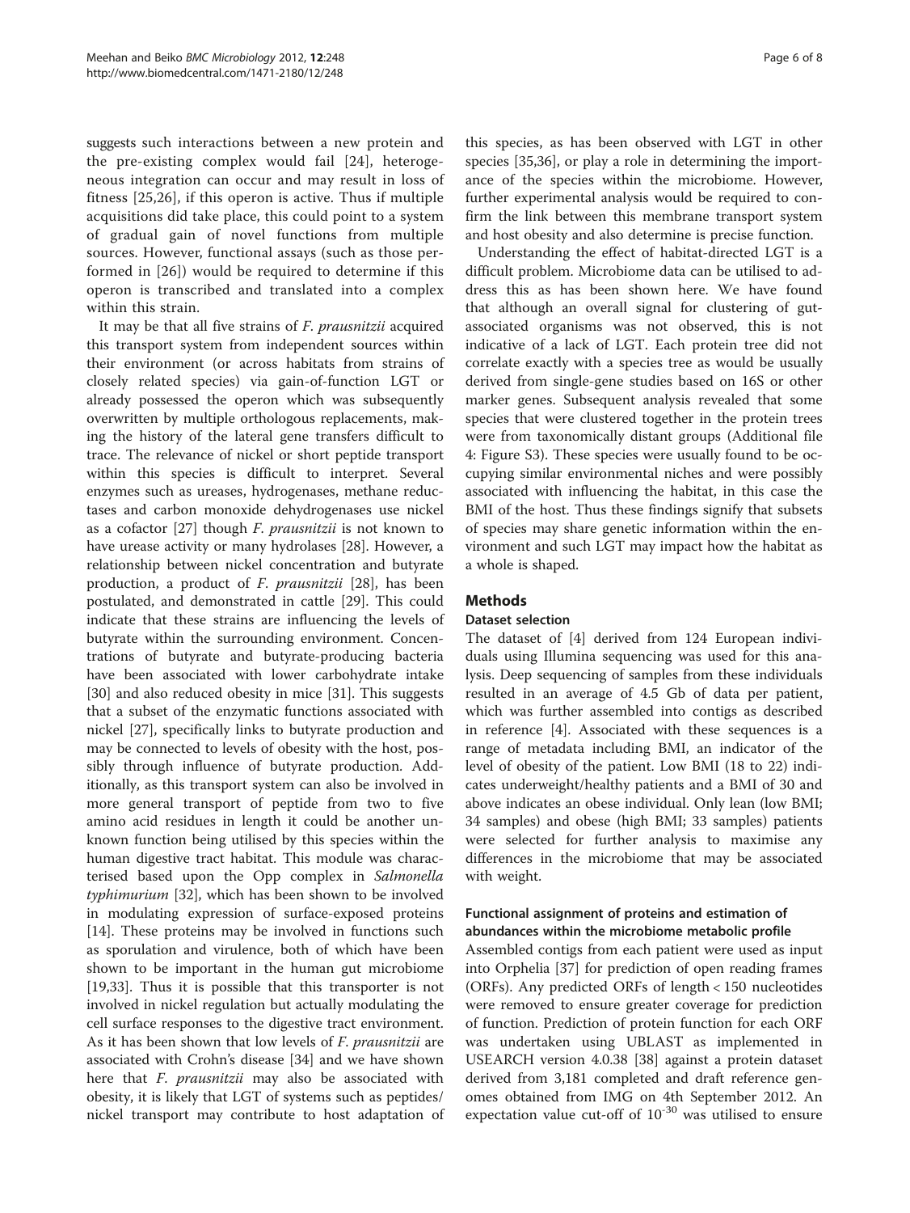suggests such interactions between a new protein and the pre-existing complex would fail [24], heterogeneous integration can occur and may result in loss of fitness [25,26], if this operon is active. Thus if multiple acquisitions did take place, this could point to a system of gradual gain of novel functions from multiple sources. However, functional assays (such as those performed in [26]) would be required to determine if this operon is transcribed and translated into a complex within this strain.

It may be that all five strains of *F. prausnitzii* acquired this transport system from independent sources within their environment (or across habitats from strains of closely related species) via gain-of-function LGT or already possessed the operon which was subsequently overwritten by multiple orthologous replacements, making the history of the lateral gene transfers difficult to trace. The relevance of nickel or short peptide transport within this species is difficult to interpret. Several enzymes such as ureases, hydrogenases, methane reductases and carbon monoxide dehydrogenases use nickel as a cofactor [27] though *F. prausnitzii* is not known to have urease activity or many hydrolases [28]. However, a relationship between nickel concentration and butyrate production, a product of *F. prausnitzii* [28], has been postulated, and demonstrated in cattle [29]. This could indicate that these strains are influencing the levels of butyrate within the surrounding environment. Concentrations of butyrate and butyrate-producing bacteria have been associated with lower carbohydrate intake [30] and also reduced obesity in mice [31]. This suggests that a subset of the enzymatic functions associated with nickel [27], specifically links to butyrate production and may be connected to levels of obesity with the host, possibly through influence of butyrate production. Additionally, as this transport system can also be involved in more general transport of peptide from two to five amino acid residues in length it could be another unknown function being utilised by this species within the human digestive tract habitat. This module was characterised based upon the Opp complex in *Salmonella typhimurium* [32], which has been shown to be involved in modulating expression of surface-exposed proteins [14]. These proteins may be involved in functions such as sporulation and virulence, both of which have been shown to be important in the human gut microbiome [19,33]. Thus it is possible that this transporter is not involved in nickel regulation but actually modulating the cell surface responses to the digestive tract environment. As it has been shown that low levels of *F. prausnitzii* are associated with Crohn's disease [34] and we have shown here that *F. prausnitzii* may also be associated with obesity, it is likely that LGT of systems such as peptides/nickel transport may contribute to host adaptation of this species, as has been observed with LGT in other species [35,36], or play a role in determining the importance of the species within the microbiome. However, further experimental analysis would be required to confirm the link between this membrane transport system and host obesity and also determine is precise function.

Understanding the effect of habitat-directed LGT is a difficult problem. Microbiome data can be utilised to address this as has been shown here. We have found that although an overall signal for clustering of gut-associated organisms was not observed, this is not indicative of a lack of LGT. Each protein tree did not correlate exactly with a species tree as would be usually derived from single-gene studies based on 16S or other marker genes. Subsequent analysis revealed that some species that were clustered together in the protein trees were from taxonomically distant groups (Additional file 4: Figure S3). These species were usually found to be occupying similar environmental niches and were possibly associated with influencing the habitat, in this case the BMI of the host. Thus these findings signify that subsets of species may share genetic information within the environment and such LGT may impact how the habitat as a whole is shaped.

## Methods

### Dataset selection

The dataset of [4] derived from 124 European individuals using Illumina sequencing was used for this analysis. Deep sequencing of samples from these individuals resulted in an average of 4.5 Gb of data per patient, which was further assembled into contigs as described in reference [4]. Associated with these sequences is a range of metadata including BMI, an indicator of the level of obesity of the patient. Low BMI (18 to 22) indicates underweight/healthy patients and a BMI of 30 and above indicates an obese individual. Only lean (low BMI; 34 samples) and obese (high BMI; 33 samples) patients were selected for further analysis to maximise any differences in the microbiome that may be associated with weight.

### Functional assignment of proteins and estimation of abundances within the microbiome metabolic profile

Assembled contigs from each patient were used as input into Orphelia [37] for prediction of open reading frames (ORFs). Any predicted ORFs of length < 150 nucleotides were removed to ensure greater coverage for prediction of function. Prediction of protein function for each ORF was undertaken using UBLAST as implemented in USEARCH version 4.0.38 [38] against a protein dataset derived from 3,181 completed and draft reference genomes obtained from IMG on 4th September 2012. An expectation value cut-off of $10^{-30}$ was utilised to ensure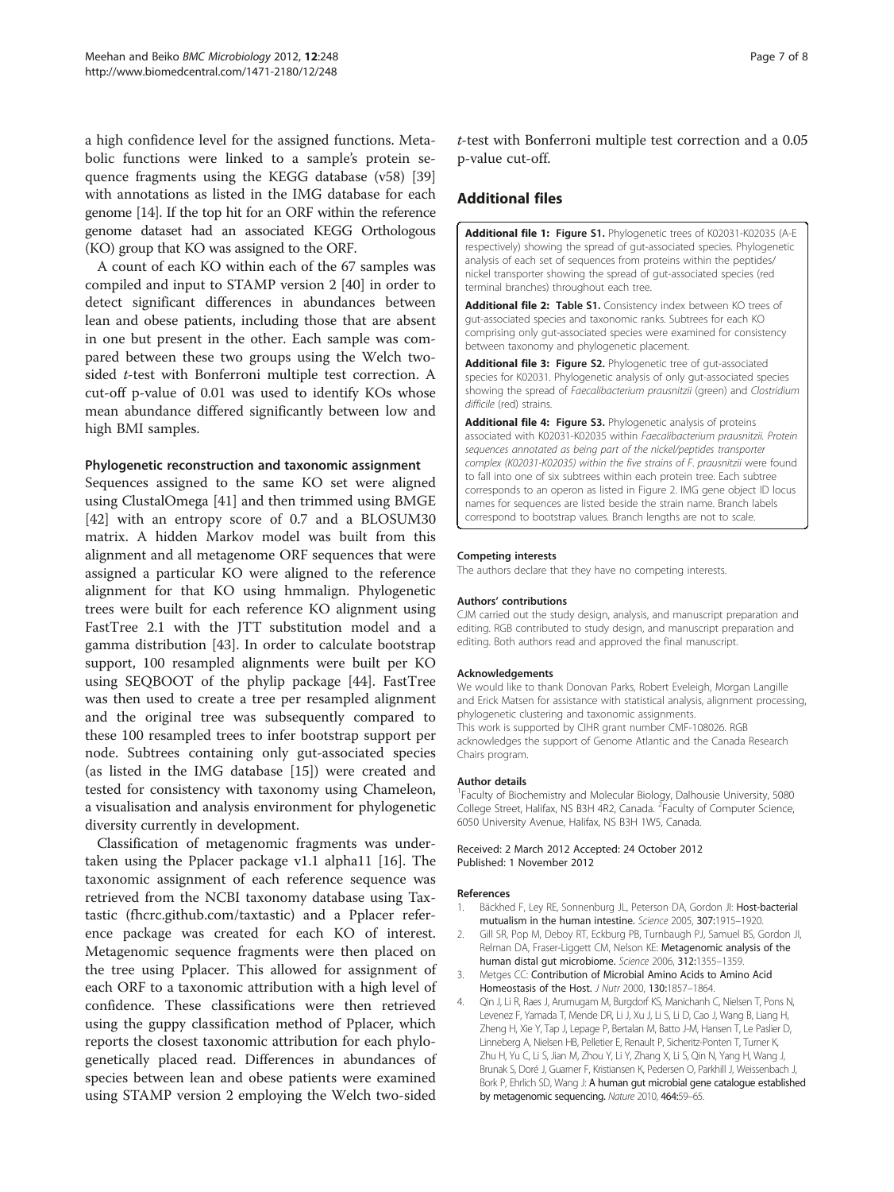a high confidence level for the assigned functions. Metabolic functions were linked to a sample's protein sequence fragments using the KEGG database (v58) [39] with annotations as listed in the IMG database for each genome [14]. If the top hit for an ORF within the reference genome dataset had an associated KEGG Orthologous (KO) group that KO was assigned to the ORF.

A count of each KO within each of the 67 samples was compiled and input to STAMP version 2 [40] in order to detect significant differences in abundances between lean and obese patients, including those that are absent in one but present in the other. Each sample was compared between these two groups using the Welch two-sided *t*-test with Bonferroni multiple test correction. A cut-off p-value of 0.01 was used to identify KOs whose mean abundance differed significantly between low and high BMI samples.

### Phylogenetic reconstruction and taxonomic assignment

Sequences assigned to the same KO set were aligned using ClustalOmega [41] and then trimmed using BMGE [42] with an entropy score of 0.7 and a BLOSUM30 matrix. A hidden Markov model was built from this alignment and all metagenome ORF sequences that were assigned a particular KO were aligned to the reference alignment for that KO using hmmalign. Phylogenetic trees were built for each reference KO alignment using FastTree 2.1 with the JTT substitution model and a gamma distribution [43]. In order to calculate bootstrap support, 100 resampled alignments were built per KO using SEQBOOT of the phylip package [44]. FastTree was then used to create a tree per resampled alignment and the original tree was subsequently compared to these 100 resampled trees to infer bootstrap support per node. Subtrees containing only gut-associated species (as listed in the IMG database [15]) were created and tested for consistency with taxonomy using Chameleon, a visualisation and analysis environment for phylogenetic diversity currently in development.

Classification of metagenomic fragments was undertaken using the Pplacer package v1.1 alpha11 [16]. The taxonomic assignment of each reference sequence was retrieved from the NCBI taxonomy database using Taxtastic (fhcrc.github.com/taxtastic) and a Pplacer reference package was created for each KO of interest. Metagenomic sequence fragments were then placed on the tree using Pplacer. This allowed for assignment of each ORF to a taxonomic attribution with a high level of confidence. These classifications were then retrieved using the guppy classification method of Pplacer, which reports the closest taxonomic attribution for each phylogenetically placed read. Differences in abundances of species between lean and obese patients were examined using STAMP version 2 employing the Welch two-sided *t*-test with Bonferroni multiple test correction and a 0.05 p-value cut-off.

## Additional files

**Additional file 1: Figure S1.** Phylogenetic trees of K02031-K02035 (A-E respectively) showing the spread of gut-associated species. Phylogenetic analysis of each set of sequences from proteins within the peptides/ nickel transporter showing the spread of gut-associated species (red terminal branches) throughout each tree.

**Additional file 2: Table S1.** Consistency index between KO trees of gut-associated species and taxonomic ranks. Subtrees for each KO comprising only gut-associated species were examined for consistency between taxonomy and phylogenetic placement.

**Additional file 3: Figure S2.** Phylogenetic tree of gut-associated species for K02031. Phylogenetic analysis of only gut-associated species showing the spread of *Faecalibacterium prausnitzii* (green) and *Clostridium difficile* (red) strains.

**Additional file 4: Figure S3.** Phylogenetic analysis of proteins associated with K02031-K02035 within *Faecalibacterium prausnitzii. Protein sequences annotated as being part of the nickel/peptides transporter complex (K02031-K02035) within the five strains of F. prausnitzii* were found to fall into one of six subtrees within each protein tree. Each subtree corresponds to an operon as listed in Figure 2. IMG gene object ID locus names for sequences are listed beside the strain name. Branch labels correspond to bootstrap values. Branch lengths are not to scale.

#### Competing interests

The authors declare that they have no competing interests.

#### Authors' contributions

CJM carried out the study design, analysis, and manuscript preparation and editing. RGB contributed to study design, and manuscript preparation and editing. Both authors read and approved the final manuscript.

#### Acknowledgements

We would like to thank Donovan Parks, Robert Eveleigh, Morgan Langille and Erick Matsen for assistance with statistical analysis, alignment processing, phylogenetic clustering and taxonomic assignments.
This work is supported by CIHR grant number CMF-108026. RGB acknowledges the support of Genome Atlantic and the Canada Research Chairs program.

#### Author details

[1]Faculty of Biochemistry and Molecular Biology, Dalhousie University, 5080 College Street, Halifax, NS B3H 4R2, Canada. [2]Faculty of Computer Science, 6050 University Avenue, Halifax, NS B3H 1W5, Canada.

Received: 2 March 2012 Accepted: 24 October 2012
Published: 1 November 2012

#### References

1. Bäckhed F, Ley RE, Sonnenburg JL, Peterson DA, Gordon JI: **Host-bacterial mutualism in the human intestine.** *Science* 2005, **307:**1915–1920.
2. Gill SR, Pop M, Deboy RT, Eckburg PB, Turnbaugh PJ, Samuel BS, Gordon JI, Relman DA, Fraser-Liggett CM, Nelson KE: **Metagenomic analysis of the human distal gut microbiome.** *Science* 2006, **312:**1355–1359.
3. Metges CC: **Contribution of Microbial Amino Acids to Amino Acid Homeostasis of the Host.** *J Nutr* 2000, **130:**1857–1864.
4. Qin J, Li R, Raes J, Arumugam M, Burgdorf KS, Manichanh C, Nielsen T, Pons N, Levenez F, Yamada T, Mende DR, Li J, Xu J, Li S, Li D, Cao J, Wang B, Liang H, Zheng H, Xie Y, Tap J, Lepage P, Bertalan M, Batto J-M, Hansen T, Le Paslier D, Linneberg A, Nielsen HB, Pelletier E, Renault P, Sicheritz-Ponten T, Turner K, Zhu H, Yu C, Li S, Jian M, Zhou Y, Li Y, Zhang X, Li S, Qin N, Yang H, Wang J, Brunak S, Doré J, Guarner F, Kristiansen K, Pedersen O, Parkhill J, Weissenbach J, Bork P, Ehrlich SD, Wang J: **A human gut microbial gene catalogue established by metagenomic sequencing.** *Nature* 2010, **464:**59–65.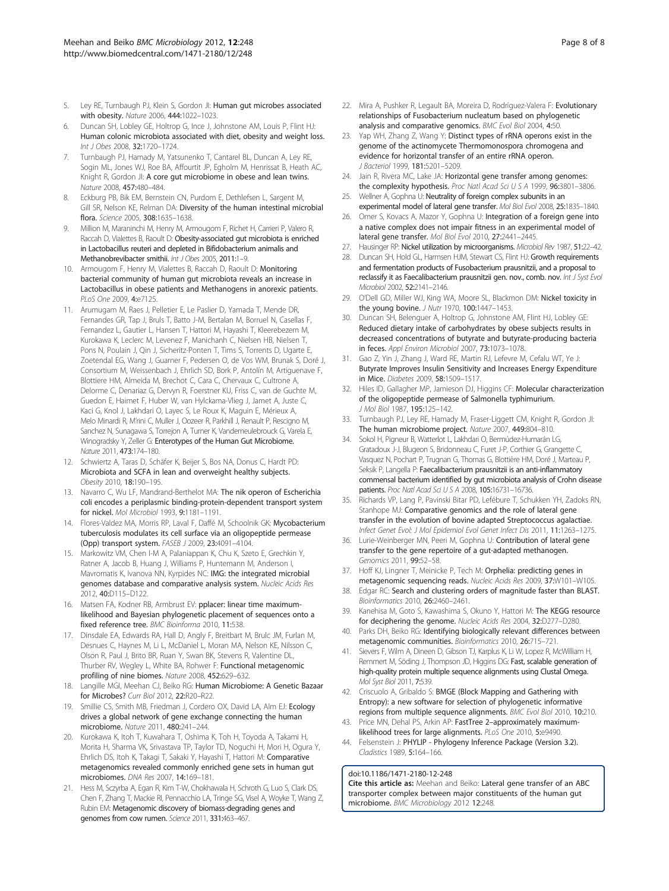5. Ley RE, Turnbaugh PJ, Klein S, Gordon JI: **Human gut microbes associated with obesity.** *Nature* 2006, **444:**1022–1023.
6. Duncan SH, Lobley GE, Holtrop G, Ince J, Johnstone AM, Louis P, Flint HJ: **Human colonic microbiota associated with diet, obesity and weight loss.** *Int J Obes* 2008, **32:**1720–1724.
7. Turnbaugh PJ, Hamady M, Yatsunenko T, Cantarel BL, Duncan A, Ley RE, Sogin ML, Jones WJ, Roe BA, Affourtit JP, Egholm M, Henrissat B, Heath AC, Knight R, Gordon JI: **A core gut microbiome in obese and lean twins.** *Nature* 2008, **457:**480–484.
8. Eckburg PB, Bik EM, Bernstein CN, Purdom E, Dethlefsen L, Sargent M, Gill SR, Nelson KE, Relman DA: **Diversity of the human intestinal microbial flora.** *Science* 2005, **308:**1635–1638.
9. Million M, Maraninchi M, Henry M, Armougom F, Richet H, Carrieri P, Valero R, Raccah D, Vialettes B, Raoult D: **Obesity-associated gut microbiota is enriched in Lactobacillus reuteri and depleted in Bifidobacterium animalis and Methanobrevibacter smithii.** *Int J Obes* 2005, **2011:**1–9.
10. Armougom F, Henry M, Vialettes B, Raccah D, Raoult D: **Monitoring bacterial community of human gut microbiota reveals an increase in Lactobacillus in obese patients and Methanogens in anorexic patients.** *PLoS One* 2009, **4:**e7125.
11. Arumugam M, Raes J, Pelletier E, Le Paslier D, Yamada T, Mende DR, Fernandes GR, Tap J, Bruls T, Batto J-M, Bertalan M, Borruel N, Casellas F, Fernandez L, Gautier L, Hansen T, Hattori M, Hayashi T, Kleerebezem M, Kurokawa K, Leclerc M, Levenez F, Manichanh C, Nielsen HB, Nielsen T, Pons N, Poulain J, Qin J, Sicheritz-Ponten T, Tims S, Torrents D, Ugarte E, Zoetendal EG, Wang J, Guarner F, Pedersen O, de Vos WM, Brunak S, Doré J, Consortium M, Weissenbach J, Ehrlich SD, Bork P, Antolín M, Artiguenave F, Blottiere HM, Almeida M, Brechot C, Cara C, Chervaux C, Cultrone A, Delorme C, Denariaz G, Dervyn R, Foerstner KU, Friss C, van de Guchte M, Guedon E, Haimet F, Huber W, van Hylckama-Vlieg J, Jamet A, Juste C, Kaci G, Knol J, Lakhdari O, Layec S, Le Roux K, Maguin E, Mérieux A, Melo Minardi R, M'rini C, Muller J, Oozeer R, Parkhill J, Renault P, Rescigno M, Sanchez N, Sunagawa S, Torrejon A, Turner K, Vandemeulebrouck G, Varela E, Winogradsky Y, Zeller G: **Enterotypes of the Human Gut Microbiome.** *Nature* 2011, **473:**174–180.
12. Schwiertz A, Taras D, Schäfer K, Beijer S, Bos NA, Donus C, Hardt PD: **Microbiota and SCFA in lean and overweight healthy subjects.** *Obesity* 2010, **18:**190–195.
13. Navarro C, Wu LF, Mandrand-Berthelot MA: **The nik operon of Escherichia coli encodes a periplasmic binding-protein-dependent transport system for nickel.** *Mol Microbiol* 1993, **9:**1181–1191.
14. Flores-Valdez MA, Morris RP, Laval F, Daffé M, Schoolnik GK: **Mycobacterium tuberculosis modulates its cell surface via an oligopeptide permease (Opp) transport system.** *FASEB J* 2009, **23:**4091–4104.
15. Markowitz VM, Chen I-M A, Palaniappan K, Chu K, Szeto E, Grechkin Y, Ratner A, Jacob B, Huang J, Williams P, Huntemann M, Anderson I, Mavromatis K, Ivanova NN, Kyrpides NC: **IMG: the integrated microbial genomes database and comparative analysis system.** *Nucleic Acids Res* 2012, **40:**D115–D122.
16. Matsen FA, Kodner RB, Armbrust EV: **pplacer: linear time maximum-likelihood and Bayesian phylogenetic placement of sequences onto a fixed reference tree.** *BMC Bioinforma* 2010, **11:**538.
17. Dinsdale EA, Edwards RA, Hall D, Angly F, Breitbart M, Brulc JM, Furlan M, Desnues C, Haynes M, Li L, McDaniel L, Moran MA, Nelson KE, Nilsson C, Olson R, Paul J, Brito BR, Ruan Y, Swan BK, Stevens R, Valentine DL, Thurber RV, Wegley L, White BA, Rohwer F: **Functional metagenomic profiling of nine biomes.** *Nature* 2008, **452:**629–632.
18. Langille MGI, Meehan CJ, Beiko RG: **Human Microbiome: A Genetic Bazaar for Microbes?** *Curr Biol* 2012, **22:**R20–R22.
19. Smillie CS, Smith MB, Friedman J, Cordero OX, David LA, Alm EJ: **Ecology drives a global network of gene exchange connecting the human microbiome.** *Nature* 2011, **480:**241–244.
20. Kurokawa K, Itoh T, Kuwahara T, Oshima K, Toh H, Toyoda A, Takami H, Morita H, Sharma VK, Srivastava TP, Taylor TD, Noguchi H, Mori H, Ogura Y, Ehrlich DS, Itoh K, Takagi T, Sakaki Y, Hayashi T, Hattori M: **Comparative metagenomics revealed commonly enriched gene sets in human gut microbiomes.** *DNA Res* 2007, **14:**169–181.
21. Hess M, Sczyrba A, Egan R, Kim T-W, Chokhawala H, Schroth G, Luo S, Clark DS, Chen F, Zhang T, Mackie RI, Pennacchio LA, Tringe SG, Visel A, Woyke T, Wang Z, Rubin EM: **Metagenomic discovery of biomass-degrading genes and genomes from cow rumen.** *Science* 2011, **331:**463–467.
22. Mira A, Pushker R, Legault BA, Moreira D, Rodríguez-Valera F: **Evolutionary relationships of Fusobacterium nucleatum based on phylogenetic analysis and comparative genomics.** *BMC Evol Biol* 2004, **4:**50.
23. Yap WH, Zhang Z, Wang Y: **Distinct types of rRNA operons exist in the genome of the actinomycete Thermomonospora chromogena and evidence for horizontal transfer of an entire rRNA operon.** *J Bacteriol* 1999, **181:**5201–5209.
24. Jain R, Rivera MC, Lake JA: **Horizontal gene transfer among genomes: the complexity hypothesis.** *Proc Natl Acad Sci U S A* 1999, **96:**3801–3806.
25. Wellner A, Gophna U: **Neutrality of foreign complex subunits in an experimental model of lateral gene transfer.** *Mol Biol Evol* 2008, **25:**1835–1840.
26. Omer S, Kovacs A, Mazor Y, Gophna U: **Integration of a foreign gene into a native complex does not impair fitness in an experimental model of lateral gene transfer.** *Mol Biol Evol* 2010, **27:**2441–2445.
27. Hausinger RP: **Nickel utilization by microorganisms.** *Microbiol Rev* 1987, **51:**22–42.
28. Duncan SH, Hold GL, Harmsen HJM, Stewart CS, Flint HJ: **Growth requirements and fermentation products of Fusobacterium prausnitzii, and a proposal to reclassify it as Faecalibacterium prausnitzii gen. nov., comb. nov.** *Int J Syst Evol Microbiol* 2002, **52:**2141–2146.
29. O'Dell GD, Miller WJ, King WA, Moore SL, Blackmon DM: **Nickel toxicity in the young bovine.** *J Nutr* 1970, **100:**1447–1453.
30. Duncan SH, Belenguer A, Holtrop G, Johnstone AM, Flint HJ, Lobley GE: **Reduced dietary intake of carbohydrates by obese subjects results in decreased concentrations of butyrate and butyrate-producing bacteria in feces.** *Appl Environ Microbiol* 2007, **73:**1073–1078.
31. Gao Z, Yin J, Zhang J, Ward RE, Martin RJ, Lefevre M, Cefalu WT, Ye J: **Butyrate Improves Insulin Sensitivity and Increases Energy Expenditure in Mice.** *Diabetes* 2009, **58:**1509–1517.
32. Hiles ID, Gallagher MP, Jamieson DJ, Higgins CF: **Molecular characterization of the oligopeptide permease of Salmonella typhimurium.** *J Mol Biol* 1987, **195:**125–142.
33. Turnbaugh PJ, Ley RE, Hamady M, Fraser-Liggett CM, Knight R, Gordon JI: **The human microbiome project.** *Nature* 2007, **449:**804–810.
34. Sokol H, Pigneur B, Watterlot L, Lakhdari O, Bermúdez-Humarán LG, Gratadoux J-J, Blugeon S, Bridonneau C, Furet J-P, Corthier G, Grangette C, Vasquez N, Pochart P, Trugnan G, Thomas G, Blottière HM, Doré J, Marteau P, Seksik P, Langella P: **Faecalibacterium prausnitzii is an anti-inflammatory commensal bacterium identified by gut microbiota analysis of Crohn disease patients.** *Proc Natl Acad Sci U S A* 2008, **105:**16731–16736.
35. Richards VP, Lang P, Pavinski Bitar PD, Lefébure T, Schukken YH, Zadoks RN, Stanhope MJ: **Comparative genomics and the role of lateral gene transfer in the evolution of bovine adapted Streptococcus agalactiae.** *Infect Genet Evol: J Mol Epidemiol Evol Genet Infect Dis* 2011, **11:**1263–1275.
36. Lurie-Weinberger MN, Peeri M, Gophna U: **Contribution of lateral gene transfer to the gene repertoire of a gut-adapted methanogen.** *Genomics* 2011, **99:**52–58.
37. Hoff KJ, Lingner T, Meinicke P, Tech M: **Orphelia: predicting genes in metagenomic sequencing reads.** *Nucleic Acids Res* 2009, **37:**W101–W105.
38. Edgar RC: **Search and clustering orders of magnitude faster than BLAST.** *Bioinformatics* 2010, **26:**2460–2461.
39. Kanehisa M, Goto S, Kawashima S, Okuno Y, Hattori M: **The KEGG resource for deciphering the genome.** *Nucleic Acids Res* 2004, **32:**D277–D280.
40. Parks DH, Beiko RG: **Identifying biologically relevant differences between metagenomic communities.** *Bioinformatics* 2010, **26:**715–721.
41. Sievers F, Wilm A, Dineen D, Gibson TJ, Karplus K, Li W, Lopez R, McWilliam H, Remmert M, Söding J, Thompson JD, Higgins DG: **Fast, scalable generation of high-quality protein multiple sequence alignments using Clustal Omega.** *Mol Syst Biol* 2011, **7:**539.
42. Criscuolo A, Gribaldo S: **BMGE (Block Mapping and Gathering with Entropy): a new software for selection of phylogenetic informative regions from multiple sequence alignments.** *BMC Evol Biol* 2010, **10:**210.
43. Price MN, Dehal PS, Arkin AP: **FastTree 2–approximately maximum-likelihood trees for large alignments.** *PLoS One* 2010, **5:**e9490.
44. Felsenstein J: **PHYLIP - Phylogeny Inference Package (Version 3.2).** *Cladistics* 1989, **5:**164–166.

doi:10.1186/1471-2180-12-248
**Cite this article as:** Meehan and Beiko: Lateral gene transfer of an ABC transporter complex between major constituents of the human gut microbiome. *BMC Microbiology* 2012 12:248.